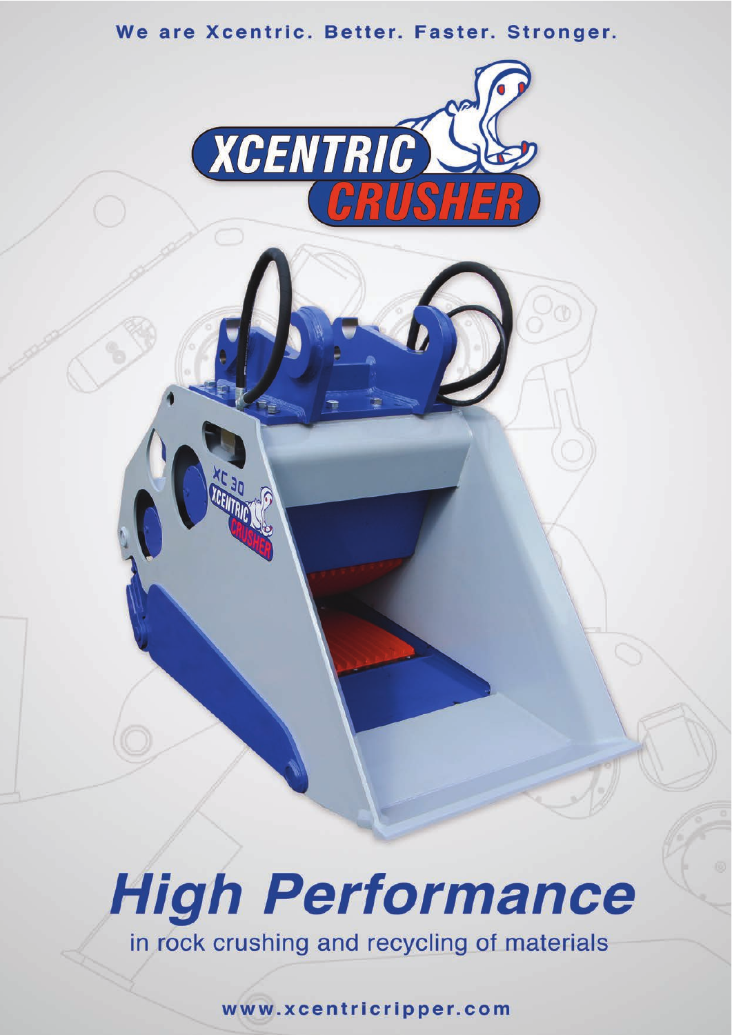We are Xcentric. Better. Faster. Stronger.

XCENTRIC CRUSHER

# High Performance

in rock crushing and recycling of materials

www.xcentricripper.com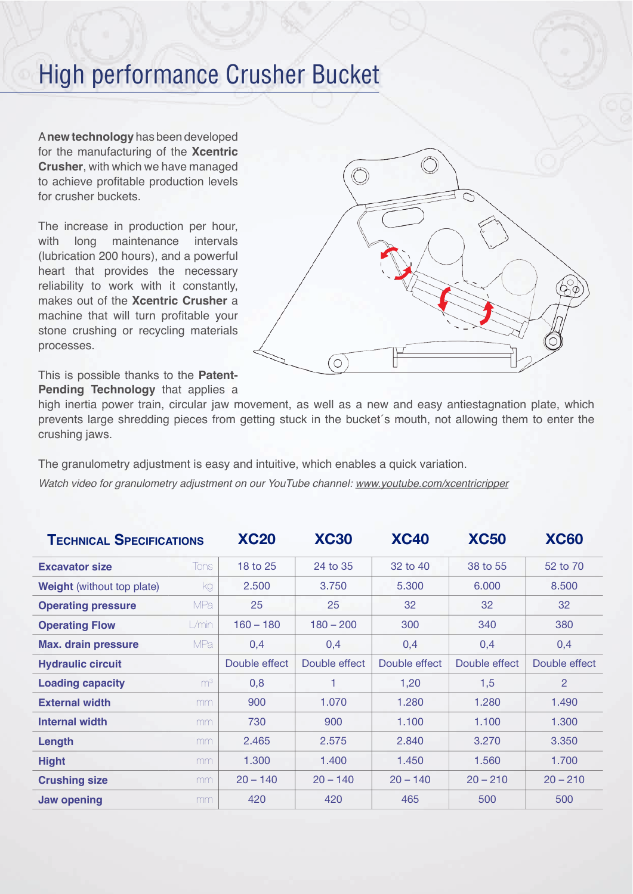# High performance Crusher Bucket

A **new technology** has been developed for the manufacturing of the **Xcentric Crusher**, with which we have managed to achieve profitable production levels for crusher buckets.

The increase in production per hour, with long maintenance intervals (lubrication 200 hours), and a powerful heart that provides the necessary reliability to work with it constantly, makes out of the **Xcentric Crusher** a machine that will turn profitable your stone crushing or recycling materials processes.

This is possible thanks to the **Patent-Pending Technology** that applies a high inertia power train, circular jaw movement, as well as a new and easy antiestagnation plate, which prevents large shredding pieces from getting stuck in the bucket´s mouth, not allowing them to enter the crushing jaws.

The granulometry adjustment is easy and intuitive, which enables a quick variation.

*Watch video for granulometry adjustment on our YouTube channel: www.youtube.com/xcentricripper*

| **Technical Specifications** | | **XC20** | **XC30** | **XC40** | **XC50** | **XC60** |
|---|---|---|---|---|---|---|
| **Excavator size** | Tons | 18 to 25 | 24 to 35 | 32 to 40 | 38 to 55 | 52 to 70 |
| **Weight** (without top plate) | kg | 2.500 | 3.750 | 5.300 | 6.000 | 8.500 |
| **Operating pressure** | MPa | 25 | 25 | 32 | 32 | 32 |
| **Operating Flow** | L/min | 160 – 180 | 180 – 200 | 300 | 340 | 380 |
| **Max. drain pressure** | MPa | 0,4 | 0,4 | 0,4 | 0,4 | 0,4 |
| **Hydraulic circuit** | | Double effect | Double effect | Double effect | Double effect | Double effect |
| **Loading capacity** | $m^3$ | 0,8 | 1 | 1,20 | 1,5 | 2 |
| **External width** | mm | 900 | 1.070 | 1.280 | 1.280 | 1.490 |
| **Internal width** | mm | 730 | 900 | 1.100 | 1.100 | 1.300 |
| **Length** | mm | 2.465 | 2.575 | 2.840 | 3.270 | 3.350 |
| **Hight** | mm | 1.300 | 1.400 | 1.450 | 1.560 | 1.700 |
| **Crushing size** | mm | 20 – 140 | 20 – 140 | 20 – 140 | 20 – 210 | 20 – 210 |
| **Jaw opening** | mm | 420 | 420 | 465 | 500 | 500 |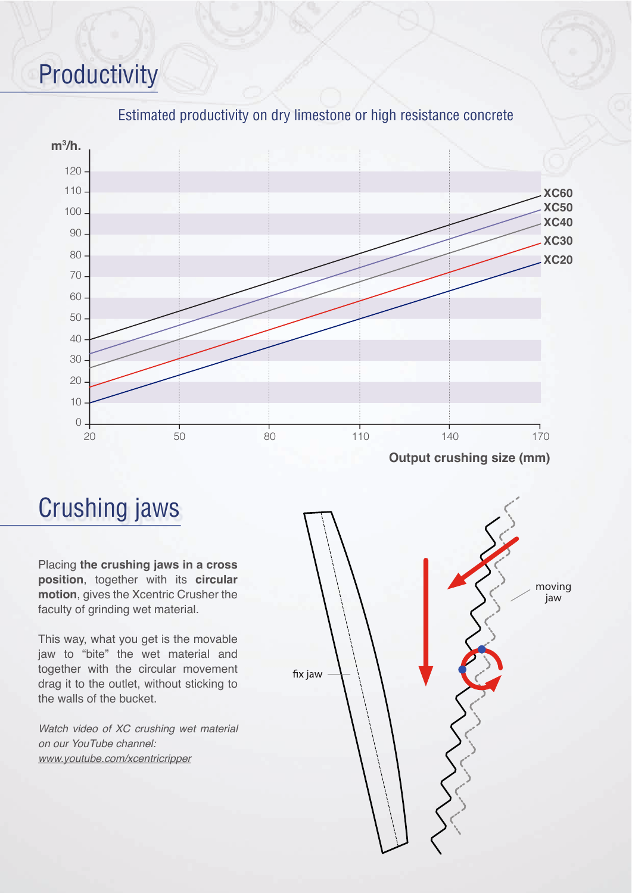## Productivity

Estimated productivity on dry limestone or high resistance concrete

## Crushing jaws

Placing **the crushing jaws in a cross position**, together with its **circular motion**, gives the Xcentric Crusher the faculty of grinding wet material.

This way, what you get is the movable jaw to "bite" the wet material and together with the circular movement drag it to the outlet, without sticking to the walls of the bucket.

*Watch video of XC crushing wet material on our YouTube channel:*
*www.youtube.com/xcentricripper*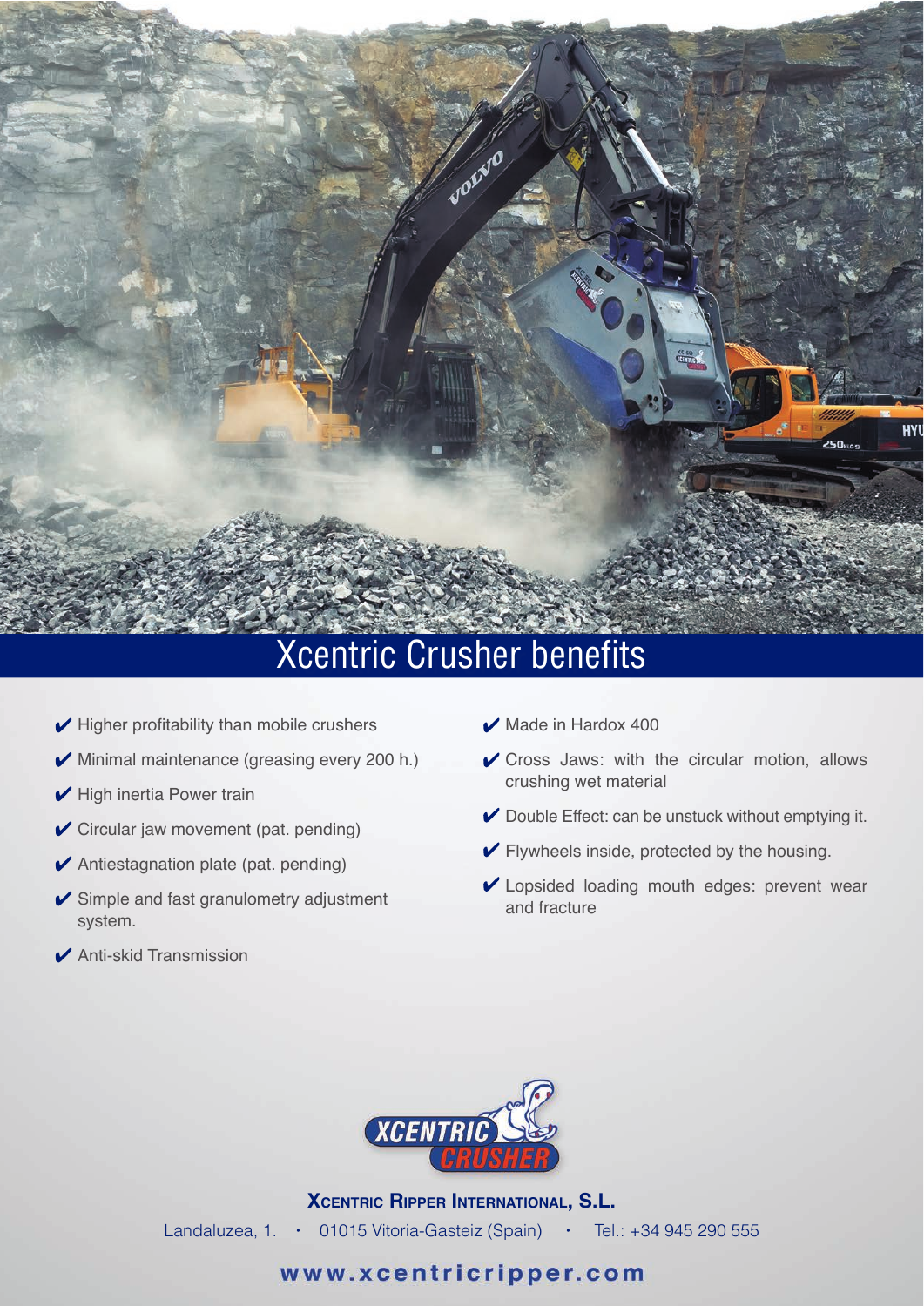# Xcentric Crusher benefits

- ✔ Higher profitability than mobile crushers
- ✔ Minimal maintenance (greasing every 200 h.)
- ✔ High inertia Power train
- ✔ Circular jaw movement (pat. pending)
- ✔ Antiestagnation plate (pat. pending)
- ✔ Simple and fast granulometry adjustment system.
- ✔ Anti-skid Transmission
- ✔ Made in Hardox 400
- ✔ Cross Jaws: with the circular motion, allows crushing wet material
- ✔ Double Effect: can be unstuck without emptying it.
- ✔ Flywheels inside, protected by the housing.
- ✔ Lopsided loading mouth edges: prevent wear and fracture

**XCENTRIC RIPPER INTERNATIONAL, S.L.**

Landaluzea, 1. • 01015 Vitoria-Gasteiz (Spain) • Tel.: +34 945 290 555

**www.xcentricripper.com**